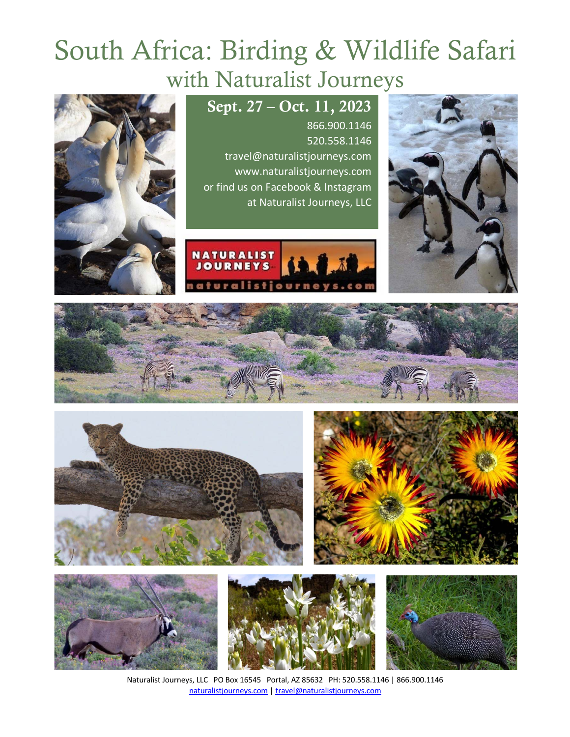# South Africa: Birding & Wildlife Safari

## with Naturalist Journeys

**Sept. 27 – Oct. 11, 2023**

866.900.1146
520.558.1146
travel@naturalistjourneys.com
www.naturalistjourneys.com
or find us on Facebook & Instagram
at Naturalist Journeys, LLC

Naturalist Journeys, LLC PO Box 16545 Portal, AZ 85632 PH: 520.558.1146 | 866.900.1146
naturalistjourneys.com | travel@naturalistjourneys.com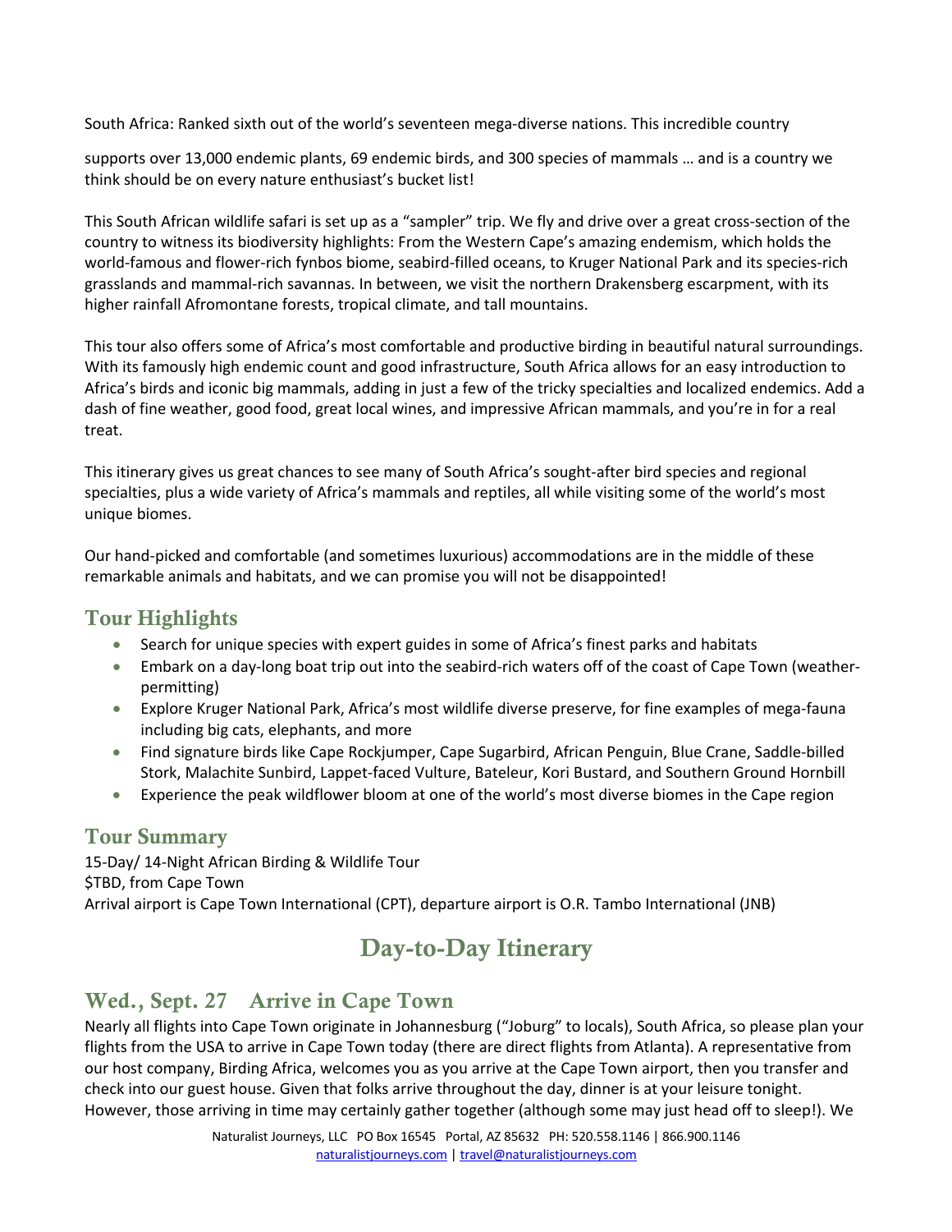South Africa: Ranked sixth out of the world's seventeen mega-diverse nations. This incredible country

supports over 13,000 endemic plants, 69 endemic birds, and 300 species of mammals … and is a country we think should be on every nature enthusiast's bucket list!

This South African wildlife safari is set up as a "sampler" trip. We fly and drive over a great cross-section of the country to witness its biodiversity highlights: From the Western Cape's amazing endemism, which holds the world-famous and flower-rich fynbos biome, seabird-filled oceans, to Kruger National Park and its species-rich grasslands and mammal-rich savannas. In between, we visit the northern Drakensberg escarpment, with its higher rainfall Afromontane forests, tropical climate, and tall mountains.

This tour also offers some of Africa's most comfortable and productive birding in beautiful natural surroundings. With its famously high endemic count and good infrastructure, South Africa allows for an easy introduction to Africa's birds and iconic big mammals, adding in just a few of the tricky specialties and localized endemics. Add a dash of fine weather, good food, great local wines, and impressive African mammals, and you're in for a real treat.

This itinerary gives us great chances to see many of South Africa's sought-after bird species and regional specialties, plus a wide variety of Africa's mammals and reptiles, all while visiting some of the world's most unique biomes.

Our hand-picked and comfortable (and sometimes luxurious) accommodations are in the middle of these remarkable animals and habitats, and we can promise you will not be disappointed!

## Tour Highlights

- Search for unique species with expert guides in some of Africa's finest parks and habitats
- Embark on a day-long boat trip out into the seabird-rich waters off of the coast of Cape Town (weather-permitting)
- Explore Kruger National Park, Africa's most wildlife diverse preserve, for fine examples of mega-fauna including big cats, elephants, and more
- Find signature birds like Cape Rockjumper, Cape Sugarbird, African Penguin, Blue Crane, Saddle-billed Stork, Malachite Sunbird, Lappet-faced Vulture, Bateleur, Kori Bustard, and Southern Ground Hornbill
- Experience the peak wildflower bloom at one of the world's most diverse biomes in the Cape region

## Tour Summary

15-Day/ 14-Night African Birding & Wildlife Tour
$TBD, from Cape Town
Arrival airport is Cape Town International (CPT), departure airport is O.R. Tambo International (JNB)

# Day-to-Day Itinerary

## Wed., Sept. 27 Arrive in Cape Town

Nearly all flights into Cape Town originate in Johannesburg ("Joburg" to locals), South Africa, so please plan your flights from the USA to arrive in Cape Town today (there are direct flights from Atlanta). A representative from our host company, Birding Africa, welcomes you as you arrive at the Cape Town airport, then you transfer and check into our guest house. Given that folks arrive throughout the day, dinner is at your leisure tonight. However, those arriving in time may certainly gather together (although some may just head off to sleep!). We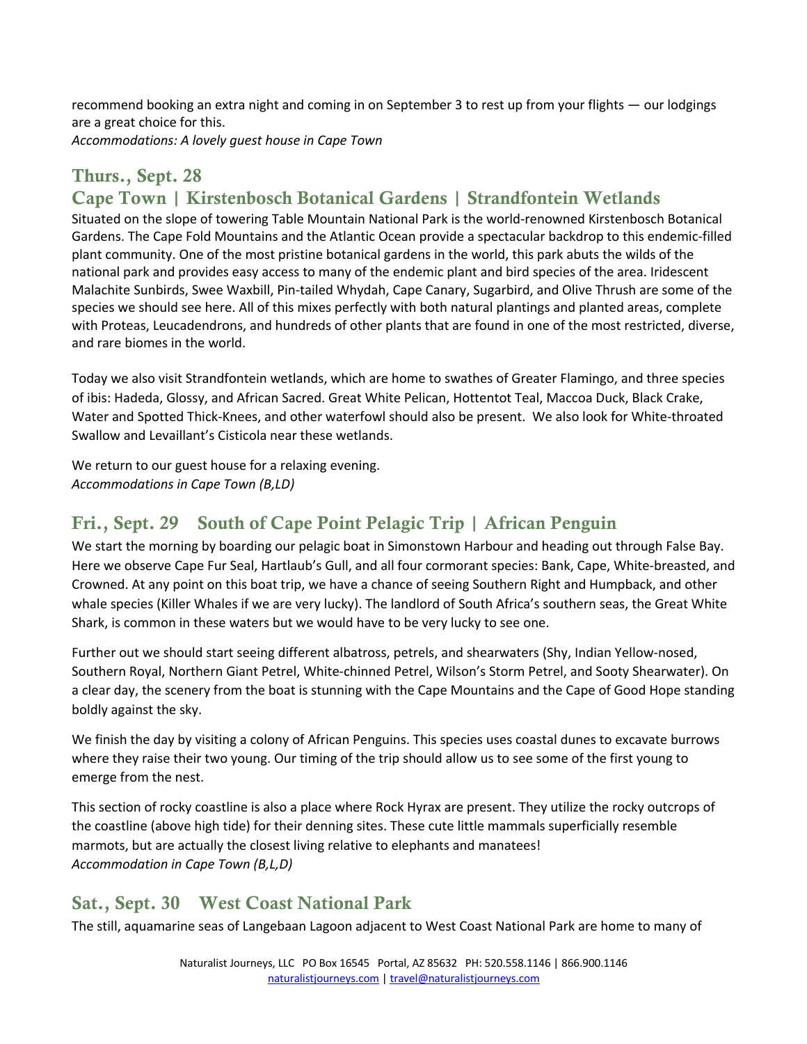recommend booking an extra night and coming in on September 3 to rest up from your flights — our lodgings are a great choice for this.
*Accommodations: A lovely guest house in Cape Town*

## Thurs., Sept. 28
## Cape Town | Kirstenbosch Botanical Gardens | Strandfontein Wetlands

Situated on the slope of towering Table Mountain National Park is the world-renowned Kirstenbosch Botanical Gardens. The Cape Fold Mountains and the Atlantic Ocean provide a spectacular backdrop to this endemic-filled plant community. One of the most pristine botanical gardens in the world, this park abuts the wilds of the national park and provides easy access to many of the endemic plant and bird species of the area. Iridescent Malachite Sunbirds, Swee Waxbill, Pin-tailed Whydah, Cape Canary, Sugarbird, and Olive Thrush are some of the species we should see here. All of this mixes perfectly with both natural plantings and planted areas, complete with Proteas, Leucadendrons, and hundreds of other plants that are found in one of the most restricted, diverse, and rare biomes in the world.

Today we also visit Strandfontein wetlands, which are home to swathes of Greater Flamingo, and three species of ibis: Hadeda, Glossy, and African Sacred. Great White Pelican, Hottentot Teal, Maccoa Duck, Black Crake, Water and Spotted Thick-Knees, and other waterfowl should also be present. We also look for White-throated Swallow and Levaillant's Cisticola near these wetlands.

We return to our guest house for a relaxing evening.
*Accommodations in Cape Town (B,LD)*

## Fri., Sept. 29 South of Cape Point Pelagic Trip | African Penguin

We start the morning by boarding our pelagic boat in Simonstown Harbour and heading out through False Bay. Here we observe Cape Fur Seal, Hartlaub's Gull, and all four cormorant species: Bank, Cape, White-breasted, and Crowned. At any point on this boat trip, we have a chance of seeing Southern Right and Humpback, and other whale species (Killer Whales if we are very lucky). The landlord of South Africa's southern seas, the Great White Shark, is common in these waters but we would have to be very lucky to see one.

Further out we should start seeing different albatross, petrels, and shearwaters (Shy, Indian Yellow-nosed, Southern Royal, Northern Giant Petrel, White-chinned Petrel, Wilson's Storm Petrel, and Sooty Shearwater). On a clear day, the scenery from the boat is stunning with the Cape Mountains and the Cape of Good Hope standing boldly against the sky.

We finish the day by visiting a colony of African Penguins. This species uses coastal dunes to excavate burrows where they raise their two young. Our timing of the trip should allow us to see some of the first young to emerge from the nest.

This section of rocky coastline is also a place where Rock Hyrax are present. They utilize the rocky outcrops of the coastline (above high tide) for their denning sites. These cute little mammals superficially resemble marmots, but are actually the closest living relative to elephants and manatees!
*Accommodation in Cape Town (B,L,D)*

## Sat., Sept. 30 West Coast National Park

The still, aquamarine seas of Langebaan Lagoon adjacent to West Coast National Park are home to many of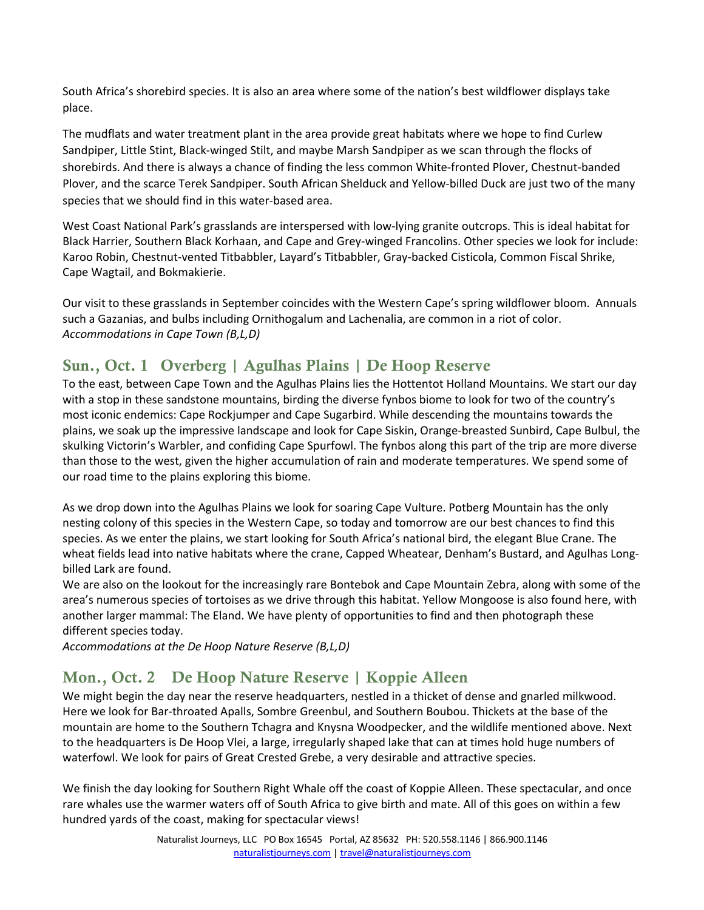South Africa's shorebird species. It is also an area where some of the nation's best wildflower displays take place.

The mudflats and water treatment plant in the area provide great habitats where we hope to find Curlew Sandpiper, Little Stint, Black-winged Stilt, and maybe Marsh Sandpiper as we scan through the flocks of shorebirds. And there is always a chance of finding the less common White-fronted Plover, Chestnut-banded Plover, and the scarce Terek Sandpiper. South African Shelduck and Yellow-billed Duck are just two of the many species that we should find in this water-based area.

West Coast National Park's grasslands are interspersed with low-lying granite outcrops. This is ideal habitat for Black Harrier, Southern Black Korhaan, and Cape and Grey-winged Francolins. Other species we look for include: Karoo Robin, Chestnut-vented Titbabbler, Layard's Titbabbler, Gray-backed Cisticola, Common Fiscal Shrike, Cape Wagtail, and Bokmakierie.

Our visit to these grasslands in September coincides with the Western Cape's spring wildflower bloom. Annuals such a Gazanias, and bulbs including Ornithogalum and Lachenalia, are common in a riot of color.
*Accommodations in Cape Town (B,L,D)*

## Sun., Oct. 1 Overberg | Agulhas Plains | De Hoop Reserve

To the east, between Cape Town and the Agulhas Plains lies the Hottentot Holland Mountains. We start our day with a stop in these sandstone mountains, birding the diverse fynbos biome to look for two of the country's most iconic endemics: Cape Rockjumper and Cape Sugarbird. While descending the mountains towards the plains, we soak up the impressive landscape and look for Cape Siskin, Orange-breasted Sunbird, Cape Bulbul, the skulking Victorin's Warbler, and confiding Cape Spurfowl. The fynbos along this part of the trip are more diverse than those to the west, given the higher accumulation of rain and moderate temperatures. We spend some of our road time to the plains exploring this biome.

As we drop down into the Agulhas Plains we look for soaring Cape Vulture. Potberg Mountain has the only nesting colony of this species in the Western Cape, so today and tomorrow are our best chances to find this species. As we enter the plains, we start looking for South Africa's national bird, the elegant Blue Crane. The wheat fields lead into native habitats where the crane, Capped Wheatear, Denham's Bustard, and Agulhas Long-billed Lark are found.
We are also on the lookout for the increasingly rare Bontebok and Cape Mountain Zebra, along with some of the area's numerous species of tortoises as we drive through this habitat. Yellow Mongoose is also found here, with another larger mammal: The Eland. We have plenty of opportunities to find and then photograph these different species today.
*Accommodations at the De Hoop Nature Reserve (B,L,D)*

## Mon., Oct. 2 De Hoop Nature Reserve | Koppie Alleen

We might begin the day near the reserve headquarters, nestled in a thicket of dense and gnarled milkwood. Here we look for Bar-throated Apalls, Sombre Greenbul, and Southern Boubou. Thickets at the base of the mountain are home to the Southern Tchagra and Knysna Woodpecker, and the wildlife mentioned above. Next to the headquarters is De Hoop Vlei, a large, irregularly shaped lake that can at times hold huge numbers of waterfowl. We look for pairs of Great Crested Grebe, a very desirable and attractive species.

We finish the day looking for Southern Right Whale off the coast of Koppie Alleen. These spectacular, and once rare whales use the warmer waters off of South Africa to give birth and mate. All of this goes on within a few hundred yards of the coast, making for spectacular views!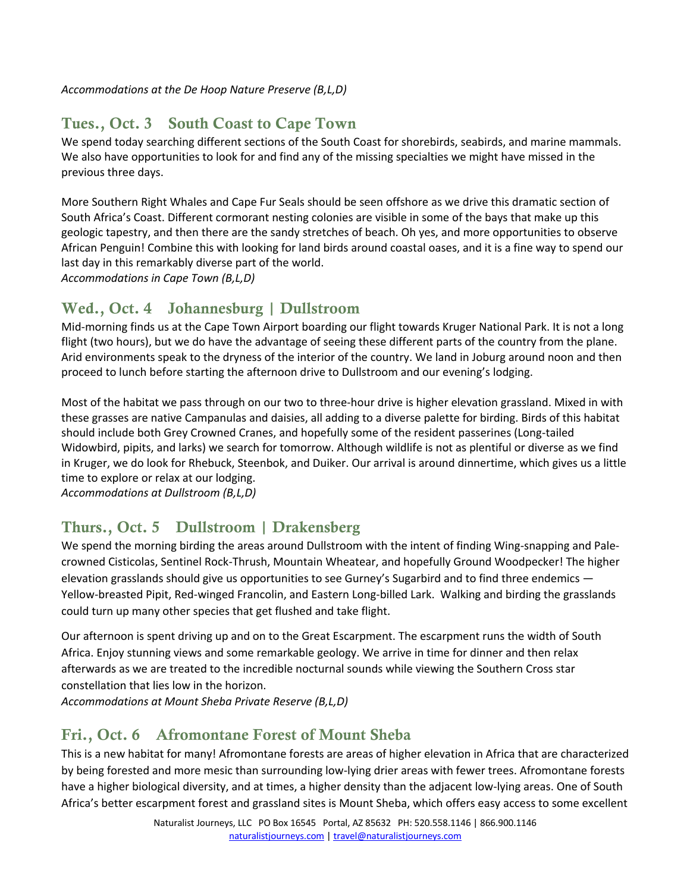*Accommodations at the De Hoop Nature Preserve (B,L,D)*

## Tues., Oct. 3    South Coast to Cape Town

We spend today searching different sections of the South Coast for shorebirds, seabirds, and marine mammals. We also have opportunities to look for and find any of the missing specialties we might have missed in the previous three days.

More Southern Right Whales and Cape Fur Seals should be seen offshore as we drive this dramatic section of South Africa's Coast. Different cormorant nesting colonies are visible in some of the bays that make up this geologic tapestry, and then there are the sandy stretches of beach. Oh yes, and more opportunities to observe African Penguin! Combine this with looking for land birds around coastal oases, and it is a fine way to spend our last day in this remarkably diverse part of the world.
*Accommodations in Cape Town (B,L,D)*

## Wed., Oct. 4    Johannesburg | Dullstroom

Mid-morning finds us at the Cape Town Airport boarding our flight towards Kruger National Park. It is not a long flight (two hours), but we do have the advantage of seeing these different parts of the country from the plane. Arid environments speak to the dryness of the interior of the country. We land in Joburg around noon and then proceed to lunch before starting the afternoon drive to Dullstroom and our evening's lodging.

Most of the habitat we pass through on our two to three-hour drive is higher elevation grassland. Mixed in with these grasses are native Campanulas and daisies, all adding to a diverse palette for birding. Birds of this habitat should include both Grey Crowned Cranes, and hopefully some of the resident passerines (Long-tailed Widowbird, pipits, and larks) we search for tomorrow. Although wildlife is not as plentiful or diverse as we find in Kruger, we do look for Rhebuck, Steenbok, and Duiker. Our arrival is around dinnertime, which gives us a little time to explore or relax at our lodging.
*Accommodations at Dullstroom (B,L,D)*

## Thurs., Oct. 5    Dullstroom | Drakensberg

We spend the morning birding the areas around Dullstroom with the intent of finding Wing-snapping and Pale-crowned Cisticolas, Sentinel Rock-Thrush, Mountain Wheatear, and hopefully Ground Woodpecker! The higher elevation grasslands should give us opportunities to see Gurney's Sugarbird and to find three endemics — Yellow-breasted Pipit, Red-winged Francolin, and Eastern Long-billed Lark.  Walking and birding the grasslands could turn up many other species that get flushed and take flight.

Our afternoon is spent driving up and on to the Great Escarpment. The escarpment runs the width of South Africa. Enjoy stunning views and some remarkable geology. We arrive in time for dinner and then relax afterwards as we are treated to the incredible nocturnal sounds while viewing the Southern Cross star constellation that lies low in the horizon.
*Accommodations at Mount Sheba Private Reserve (B,L,D)*

## Fri., Oct. 6    Afromontane Forest of Mount Sheba

This is a new habitat for many! Afromontane forests are areas of higher elevation in Africa that are characterized by being forested and more mesic than surrounding low-lying drier areas with fewer trees. Afromontane forests have a higher biological diversity, and at times, a higher density than the adjacent low-lying areas. One of South Africa's better escarpment forest and grassland sites is Mount Sheba, which offers easy access to some excellent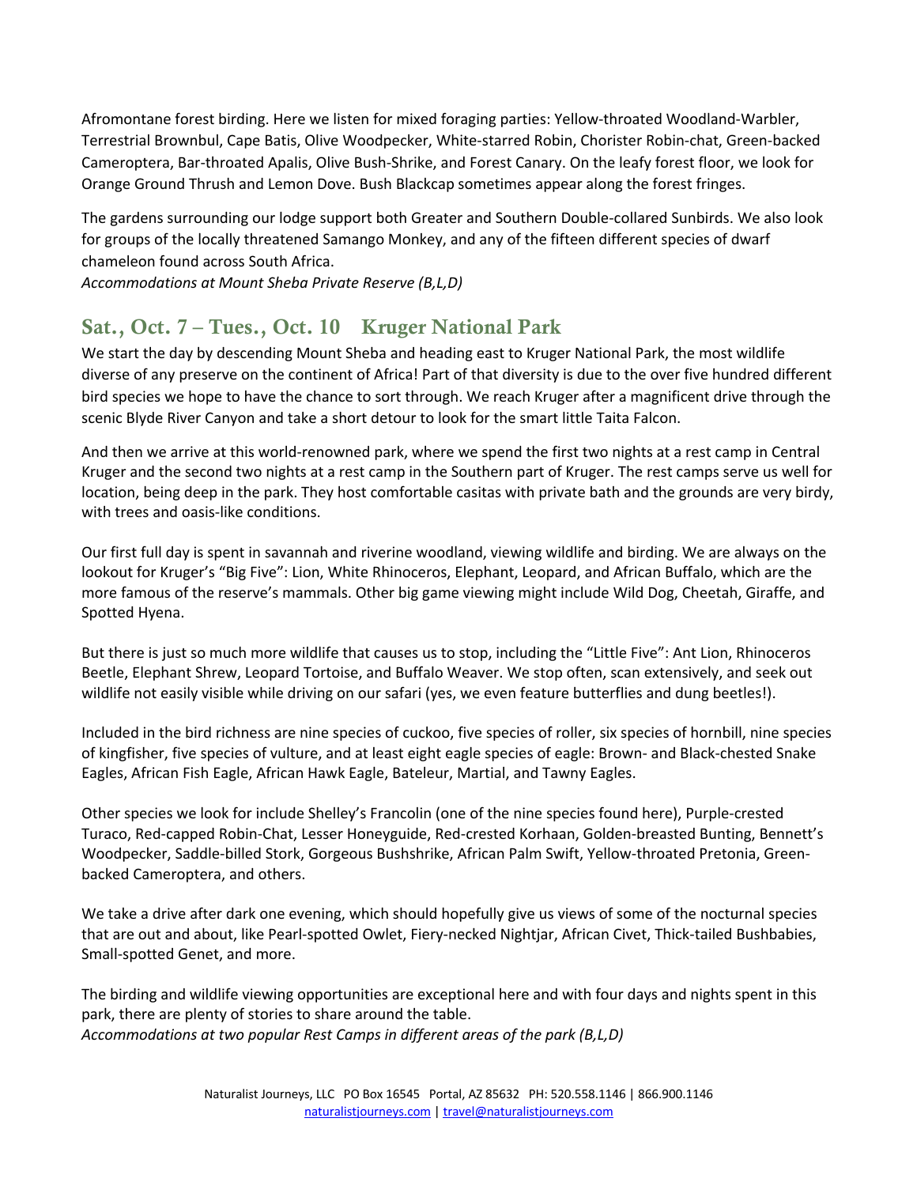Afromontane forest birding. Here we listen for mixed foraging parties: Yellow-throated Woodland-Warbler, Terrestrial Brownbul, Cape Batis, Olive Woodpecker, White-starred Robin, Chorister Robin-chat, Green-backed Cameroptera, Bar-throated Apalis, Olive Bush-Shrike, and Forest Canary. On the leafy forest floor, we look for Orange Ground Thrush and Lemon Dove. Bush Blackcap sometimes appear along the forest fringes.

The gardens surrounding our lodge support both Greater and Southern Double-collared Sunbirds. We also look for groups of the locally threatened Samango Monkey, and any of the fifteen different species of dwarf chameleon found across South Africa.
*Accommodations at Mount Sheba Private Reserve (B,L,D)*

## Sat., Oct. 7 – Tues., Oct. 10 Kruger National Park

We start the day by descending Mount Sheba and heading east to Kruger National Park, the most wildlife diverse of any preserve on the continent of Africa! Part of that diversity is due to the over five hundred different bird species we hope to have the chance to sort through. We reach Kruger after a magnificent drive through the scenic Blyde River Canyon and take a short detour to look for the smart little Taita Falcon.

And then we arrive at this world-renowned park, where we spend the first two nights at a rest camp in Central Kruger and the second two nights at a rest camp in the Southern part of Kruger. The rest camps serve us well for location, being deep in the park. They host comfortable casitas with private bath and the grounds are very birdy, with trees and oasis-like conditions.

Our first full day is spent in savannah and riverine woodland, viewing wildlife and birding. We are always on the lookout for Kruger's "Big Five": Lion, White Rhinoceros, Elephant, Leopard, and African Buffalo, which are the more famous of the reserve's mammals. Other big game viewing might include Wild Dog, Cheetah, Giraffe, and Spotted Hyena.

But there is just so much more wildlife that causes us to stop, including the "Little Five": Ant Lion, Rhinoceros Beetle, Elephant Shrew, Leopard Tortoise, and Buffalo Weaver. We stop often, scan extensively, and seek out wildlife not easily visible while driving on our safari (yes, we even feature butterflies and dung beetles!).

Included in the bird richness are nine species of cuckoo, five species of roller, six species of hornbill, nine species of kingfisher, five species of vulture, and at least eight eagle species of eagle: Brown- and Black-chested Snake Eagles, African Fish Eagle, African Hawk Eagle, Bateleur, Martial, and Tawny Eagles.

Other species we look for include Shelley's Francolin (one of the nine species found here), Purple-crested Turaco, Red-capped Robin-Chat, Lesser Honeyguide, Red-crested Korhaan, Golden-breasted Bunting, Bennett's Woodpecker, Saddle-billed Stork, Gorgeous Bushshrike, African Palm Swift, Yellow-throated Pretonia, Green-backed Cameroptera, and others.

We take a drive after dark one evening, which should hopefully give us views of some of the nocturnal species that are out and about, like Pearl-spotted Owlet, Fiery-necked Nightjar, African Civet, Thick-tailed Bushbabies, Small-spotted Genet, and more.

The birding and wildlife viewing opportunities are exceptional here and with four days and nights spent in this park, there are plenty of stories to share around the table.
*Accommodations at two popular Rest Camps in different areas of the park (B,L,D)*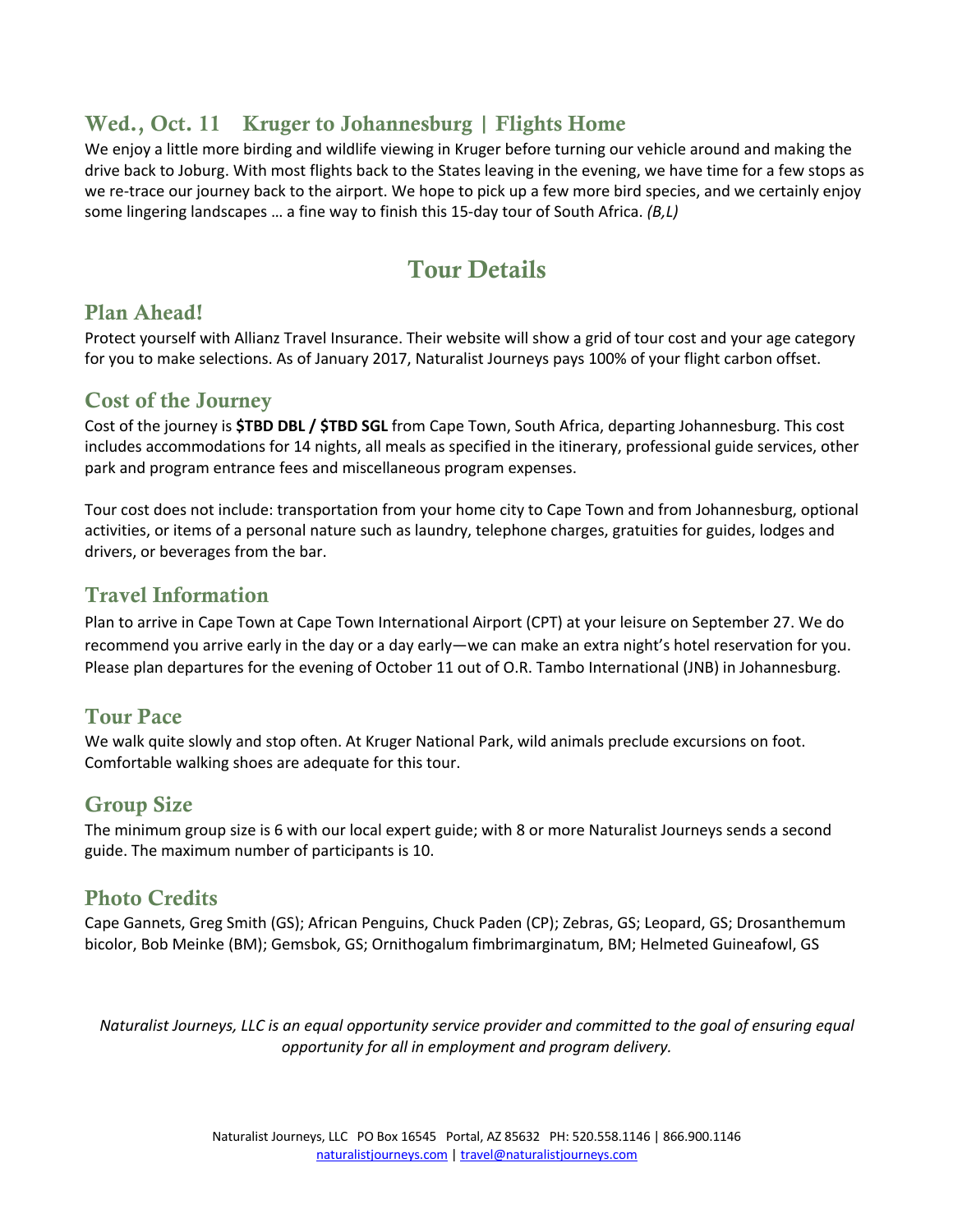### Wed., Oct. 11 Kruger to Johannesburg | Flights Home

We enjoy a little more birding and wildlife viewing in Kruger before turning our vehicle around and making the drive back to Joburg. With most flights back to the States leaving in the evening, we have time for a few stops as we re-trace our journey back to the airport. We hope to pick up a few more bird species, and we certainly enjoy some lingering landscapes … a fine way to finish this 15-day tour of South Africa. *(B,L)*

## Tour Details

### Plan Ahead!

Protect yourself with Allianz Travel Insurance. Their website will show a grid of tour cost and your age category for you to make selections. As of January 2017, Naturalist Journeys pays 100% of your flight carbon offset.

### Cost of the Journey

Cost of the journey is **$TBD DBL / $TBD SGL** from Cape Town, South Africa, departing Johannesburg. This cost includes accommodations for 14 nights, all meals as specified in the itinerary, professional guide services, other park and program entrance fees and miscellaneous program expenses.

Tour cost does not include: transportation from your home city to Cape Town and from Johannesburg, optional activities, or items of a personal nature such as laundry, telephone charges, gratuities for guides, lodges and drivers, or beverages from the bar.

### Travel Information

Plan to arrive in Cape Town at Cape Town International Airport (CPT) at your leisure on September 27. We do recommend you arrive early in the day or a day early—we can make an extra night's hotel reservation for you. Please plan departures for the evening of October 11 out of O.R. Tambo International (JNB) in Johannesburg.

### Tour Pace

We walk quite slowly and stop often. At Kruger National Park, wild animals preclude excursions on foot. Comfortable walking shoes are adequate for this tour.

### Group Size

The minimum group size is 6 with our local expert guide; with 8 or more Naturalist Journeys sends a second guide. The maximum number of participants is 10.

### Photo Credits

Cape Gannets, Greg Smith (GS); African Penguins, Chuck Paden (CP); Zebras, GS; Leopard, GS; Drosanthemum bicolor, Bob Meinke (BM); Gemsbok, GS; Ornithogalum fimbrimarginatum, BM; Helmeted Guineafowl, GS

*Naturalist Journeys, LLC is an equal opportunity service provider and committed to the goal of ensuring equal opportunity for all in employment and program delivery.*

Naturalist Journeys, LLC PO Box 16545 Portal, AZ 85632 PH: 520.558.1146 | 866.900.1146
naturalistjourneys.com | travel@naturalistjourneys.com